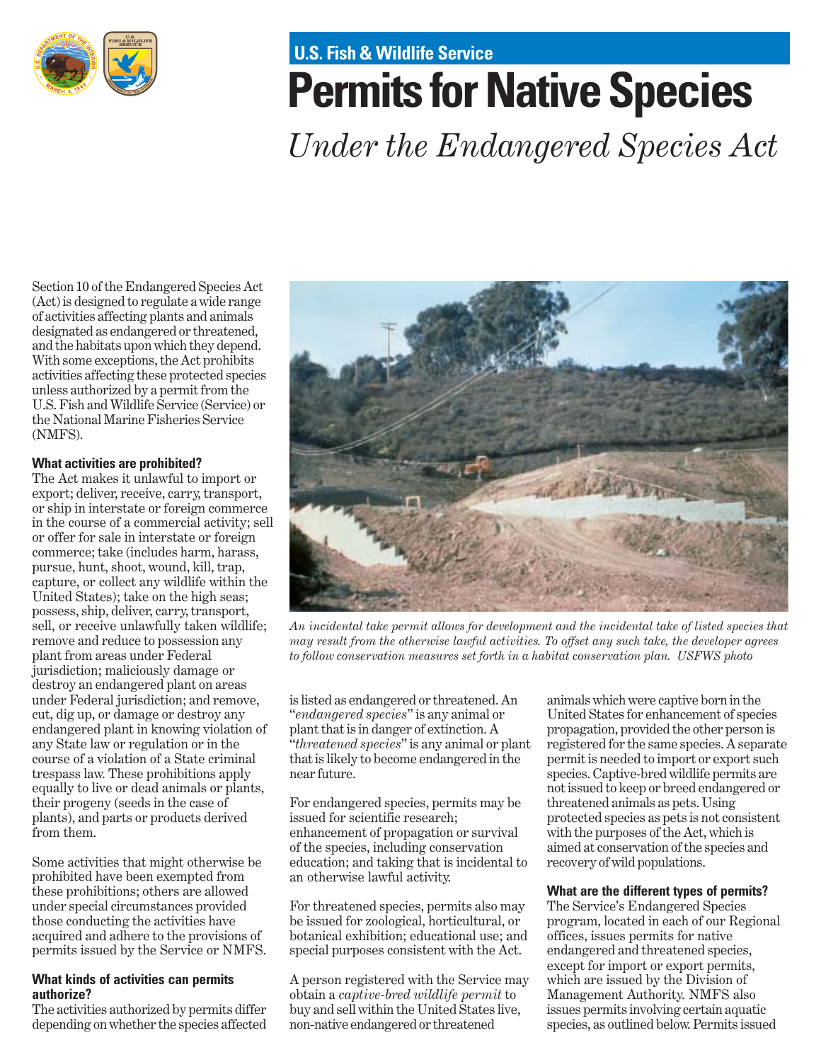## U.S. Fish & Wildlife Service

# Permits for Native Species

*Under the Endangered Species Act*

Section 10 of the Endangered Species Act (Act) is designed to regulate a wide range of activities affecting plants and animals designated as endangered or threatened, and the habitats upon which they depend. With some exceptions, the Act prohibits activities affecting these protected species unless authorized by a permit from the U.S. Fish and Wildlife Service (Service) or the National Marine Fisheries Service (NMFS).

### What activities are prohibited?

The Act makes it unlawful to import or export; deliver, receive, carry, transport, or ship in interstate or foreign commerce in the course of a commercial activity; sell or offer for sale in interstate or foreign commerce; take (includes harm, harass, pursue, hunt, shoot, wound, kill, trap, capture, or collect any wildlife within the United States); take on the high seas; possess, ship, deliver, carry, transport, sell, or receive unlawfully taken wildlife; remove and reduce to possession any plant from areas under Federal jurisdiction; maliciously damage or destroy an endangered plant on areas under Federal jurisdiction; and remove, cut, dig up, or damage or destroy any endangered plant in knowing violation of any State law or regulation or in the course of a violation of a State criminal trespass law. These prohibitions apply equally to live or dead animals or plants, their progeny (seeds in the case of plants), and parts or products derived from them.

Some activities that might otherwise be prohibited have been exempted from these prohibitions; others are allowed under special circumstances provided those conducting the activities have acquired and adhere to the provisions of permits issued by the Service or NMFS.

*An incidental take permit allows for development and the incidental take of listed species that may result from the otherwise lawful activities. To offset any such take, the developer agrees to follow conservation measures set forth in a habitat conservation plan. USFWS photo*

### What kinds of activities can permits authorize?

The activities authorized by permits differ depending on whether the species affected is listed as endangered or threatened. An "*endangered species*" is any animal or plant that is in danger of extinction. A "*threatened species*" is any animal or plant that is likely to become endangered in the near future.

For endangered species, permits may be issued for scientific research; enhancement of propagation or survival of the species, including conservation education; and taking that is incidental to an otherwise lawful activity.

For threatened species, permits also may be issued for zoological, horticultural, or botanical exhibition; educational use; and special purposes consistent with the Act.

A person registered with the Service may obtain a *captive-bred wildlife permit* to buy and sell within the United States live, non-native endangered or threatened animals which were captive born in the United States for enhancement of species propagation, provided the other person is registered for the same species. A separate permit is needed to import or export such species. Captive-bred wildlife permits are not issued to keep or breed endangered or threatened animals as pets. Using protected species as pets is not consistent with the purposes of the Act, which is aimed at conservation of the species and recovery of wild populations.

### What are the different types of permits?

The Service's Endangered Species program, located in each of our Regional offices, issues permits for native endangered and threatened species, except for import or export permits, which are issued by the Division of Management Authority. NMFS also issues permits involving certain aquatic species, as outlined below. Permits issued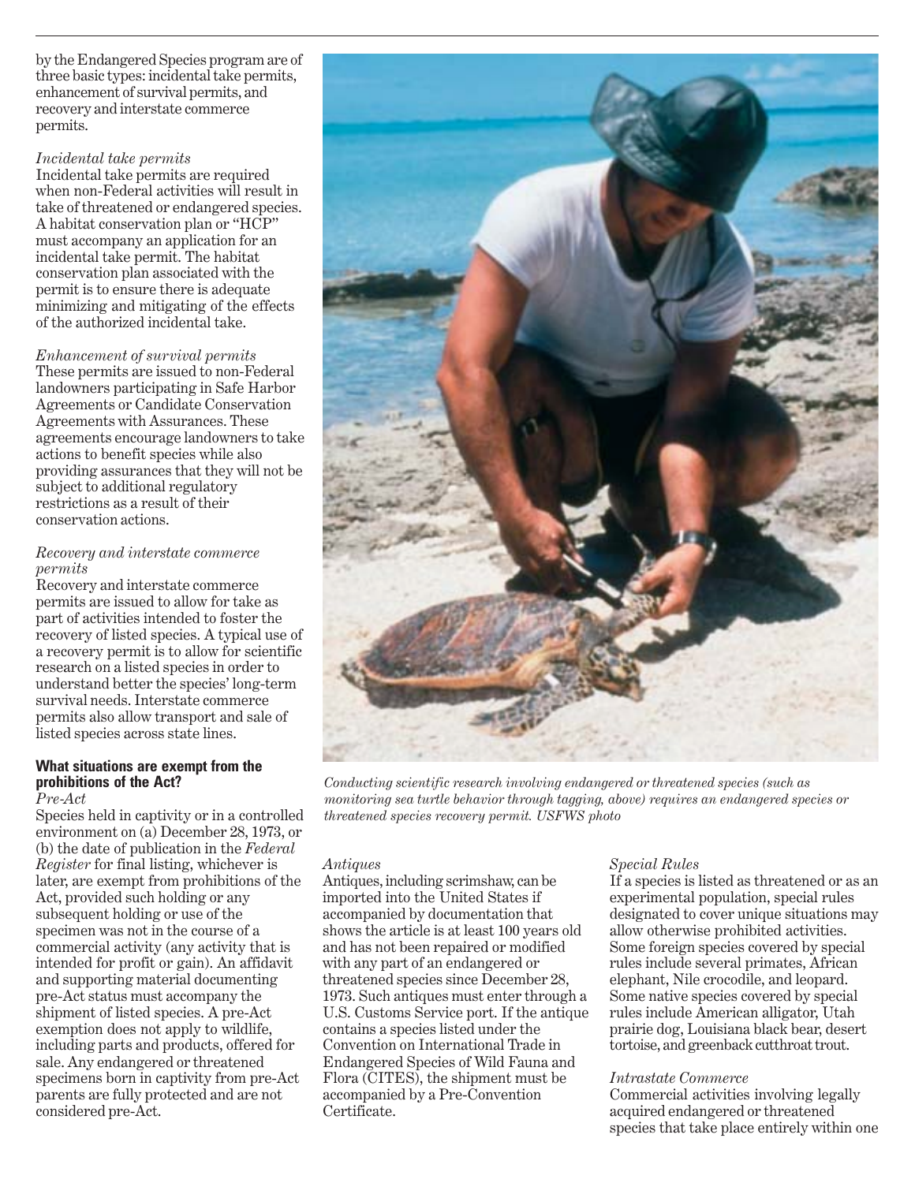by the Endangered Species program are of three basic types: incidental take permits, enhancement of survival permits, and recovery and interstate commerce permits.

*Incidental take permits*

Incidental take permits are required when non-Federal activities will result in take of threatened or endangered species. A habitat conservation plan or "HCP" must accompany an application for an incidental take permit. The habitat conservation plan associated with the permit is to ensure there is adequate minimizing and mitigating of the effects of the authorized incidental take.

*Enhancement of survival permits*

These permits are issued to non-Federal landowners participating in Safe Harbor Agreements or Candidate Conservation Agreements with Assurances. These agreements encourage landowners to take actions to benefit species while also providing assurances that they will not be subject to additional regulatory restrictions as a result of their conservation actions.

*Recovery and interstate commerce permits*

Recovery and interstate commerce permits are issued to allow for take as part of activities intended to foster the recovery of listed species. A typical use of a recovery permit is to allow for scientific research on a listed species in order to understand better the species' long-term survival needs. Interstate commerce permits also allow transport and sale of listed species across state lines.

*Conducting scientific research involving endangered or threatened species (such as monitoring sea turtle behavior through tagging, above) requires an endangered species or threatened species recovery permit. USFWS photo*

**What situations are exempt from the prohibitions of the Act?**

*Pre-Act*

Species held in captivity or in a controlled environment on (a) December 28, 1973, or (b) the date of publication in the *Federal Register* for final listing, whichever is later, are exempt from prohibitions of the Act, provided such holding or any subsequent holding or use of the specimen was not in the course of a commercial activity (any activity that is intended for profit or gain). An affidavit and supporting material documenting pre-Act status must accompany the shipment of listed species. A pre-Act exemption does not apply to wildlife, including parts and products, offered for sale. Any endangered or threatened specimens born in captivity from pre-Act parents are fully protected and are not considered pre-Act.

*Antiques*

Antiques, including scrimshaw, can be imported into the United States if accompanied by documentation that shows the article is at least 100 years old and has not been repaired or modified with any part of an endangered or threatened species since December 28, 1973. Such antiques must enter through a U.S. Customs Service port. If the antique contains a species listed under the Convention on International Trade in Endangered Species of Wild Fauna and Flora (CITES), the shipment must be accompanied by a Pre-Convention Certificate.

*Special Rules*

If a species is listed as threatened or as an experimental population, special rules designated to cover unique situations may allow otherwise prohibited activities. Some foreign species covered by special rules include several primates, African elephant, Nile crocodile, and leopard. Some native species covered by special rules include American alligator, Utah prairie dog, Louisiana black bear, desert tortoise, and greenback cutthroat trout.

*Intrastate Commerce*

Commercial activities involving legally acquired endangered or threatened species that take place entirely within one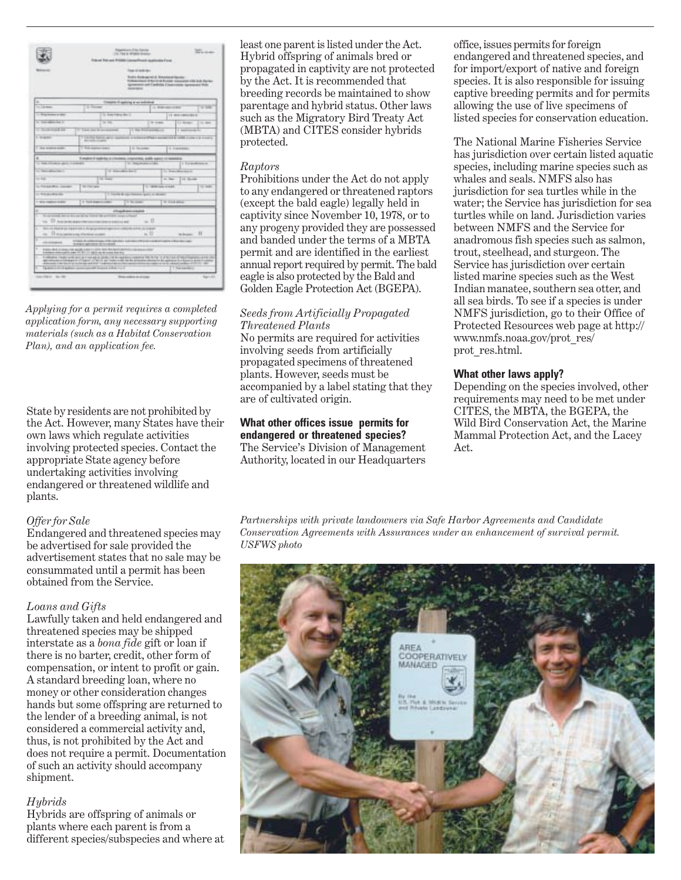*Applying for a permit requires a completed application form, any necessary supporting materials (such as a Habitat Conservation Plan), and an application fee.*

State by residents are not prohibited by the Act. However, many States have their own laws which regulate activities involving protected species. Contact the appropriate State agency before undertaking activities involving endangered or threatened wildlife and plants.

*Offer for Sale*

Endangered and threatened species may be advertised for sale provided the advertisement states that no sale may be consummated until a permit has been obtained from the Service.

*Loans and Gifts*

Lawfully taken and held endangered and threatened species may be shipped interstate as a *bona fide* gift or loan if there is no barter, credit, other form of compensation, or intent to profit or gain. A standard breeding loan, where no money or other consideration changes hands but some offspring are returned to the lender of a breeding animal, is not considered a commercial activity and, thus, is not prohibited by the Act and does not require a permit. Documentation of such an activity should accompany shipment.

*Hybrids*

Hybrids are offspring of animals or plants where each parent is from a different species/subspecies and where at least one parent is listed under the Act. Hybrid offspring of animals bred or propagated in captivity are not protected by the Act. It is recommended that breeding records be maintained to show parentage and hybrid status. Other laws such as the Migratory Bird Treaty Act (MBTA) and CITES consider hybrids protected.

*Raptors*

Prohibitions under the Act do not apply to any endangered or threatened raptors (except the bald eagle) legally held in captivity since November 10, 1978, or to any progeny provided they are possessed and banded under the terms of a MBTA permit and are identified in the earliest annual report required by permit. The bald eagle is also protected by the Bald and Golden Eagle Protection Act (BGEPA).

*Seeds from Artificially Propagated Threatened Plants*

No permits are required for activities involving seeds from artificially propagated specimens of threatened plants. However, seeds must be accompanied by a label stating that they are of cultivated origin.

**What other offices issue permits for endangered or threatened species?**

The Service's Division of Management Authority, located in our Headquarters office, issues permits for foreign endangered and threatened species, and for import/export of native and foreign species. It is also responsible for issuing captive breeding permits and for permits allowing the use of live specimens of listed species for conservation education.

The National Marine Fisheries Service has jurisdiction over certain listed aquatic species, including marine species such as whales and seals. NMFS also has jurisdiction for sea turtles while in the water; the Service has jurisdiction for sea turtles while on land. Jurisdiction varies between NMFS and the Service for anadromous fish species such as salmon, trout, steelhead, and sturgeon. The Service has jurisdiction over certain listed marine species such as the West Indian manatee, southern sea otter, and all sea birds. To see if a species is under NMFS jurisdiction, go to their Office of Protected Resources web page at http://www.nmfs.noaa.gov/prot_res/prot_res.html.

**What other laws apply?**

Depending on the species involved, other requirements may need to be met under CITES, the MBTA, the BGEPA, the Wild Bird Conservation Act, the Marine Mammal Protection Act, and the Lacey Act.

*Partnerships with private landowners via Safe Harbor Agreements and Candidate Conservation Agreements with Assurances under an enhancement of survival permit. USFWS photo*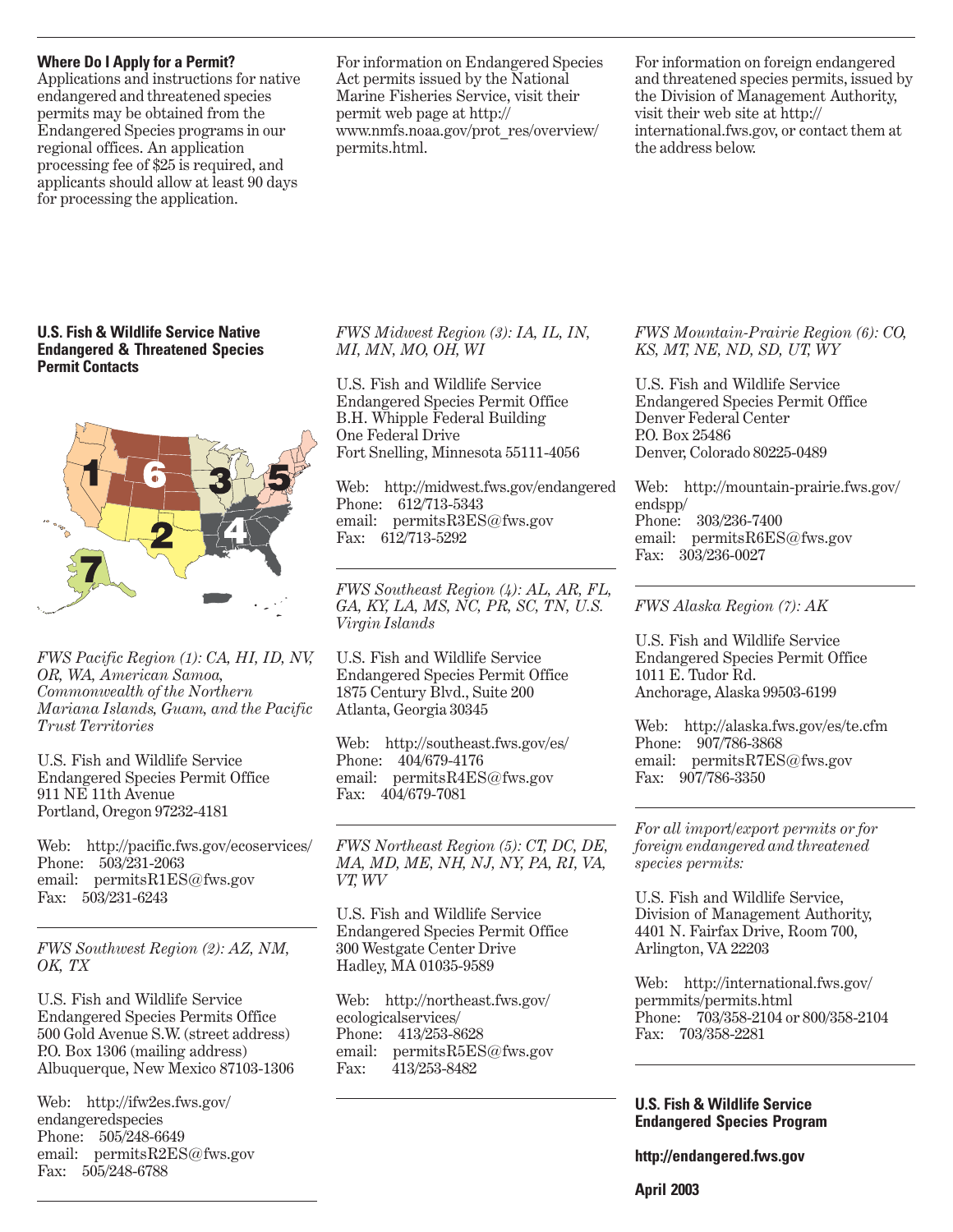**Where Do I Apply for a Permit?**
Applications and instructions for native endangered and threatened species permits may be obtained from the Endangered Species programs in our regional offices. An application processing fee of $25 is required, and applicants should allow at least 90 days for processing the application.

For information on Endangered Species Act permits issued by the National Marine Fisheries Service, visit their permit web page at http://www.nmfs.noaa.gov/prot_res/overview/permits.html.

For information on foreign endangered and threatened species permits, issued by the Division of Management Authority, visit their web site at http://international.fws.gov, or contact them at the address below.

**U.S. Fish & Wildlife Service Native Endangered & Threatened Species Permit Contacts**

1
6
3
5
2
4
7

*FWS Pacific Region (1): CA, HI, ID, NV, OR, WA, American Samoa, Commonwealth of the Northern Mariana Islands, Guam, and the Pacific Trust Territories*

U.S. Fish and Wildlife Service
Endangered Species Permit Office
911 NE 11th Avenue
Portland, Oregon 97232-4181

Web: http://pacific.fws.gov/ecoservices/
Phone: 503/231-2063
email: permitsR1ES@fws.gov
Fax: 503/231-6243

*FWS Southwest Region (2): AZ, NM, OK, TX*

U.S. Fish and Wildlife Service
Endangered Species Permits Office
500 Gold Avenue S.W. (street address)
P.O. Box 1306 (mailing address)
Albuquerque, New Mexico 87103-1306

Web: http://ifw2es.fws.gov/endangeredspecies
Phone: 505/248-6649
email: permitsR2ES@fws.gov
Fax: 505/248-6788

*FWS Midwest Region (3): IA, IL, IN, MI, MN, MO, OH, WI*

U.S. Fish and Wildlife Service
Endangered Species Permit Office
B.H. Whipple Federal Building
One Federal Drive
Fort Snelling, Minnesota 55111-4056

Web: http://midwest.fws.gov/endangered
Phone: 612/713-5343
email: permitsR3ES@fws.gov
Fax: 612/713-5292

*FWS Southeast Region (4): AL, AR, FL, GA, KY, LA, MS, NC, PR, SC, TN, U.S. Virgin Islands*

U.S. Fish and Wildlife Service
Endangered Species Permit Office
1875 Century Blvd., Suite 200
Atlanta, Georgia 30345

Web: http://southeast.fws.gov/es/
Phone: 404/679-4176
email: permitsR4ES@fws.gov
Fax: 404/679-7081

*FWS Northeast Region (5): CT, DC, DE, MA, MD, ME, NH, NJ, NY, PA, RI, VA, VT, WV*

U.S. Fish and Wildlife Service
Endangered Species Permit Office
300 Westgate Center Drive
Hadley, MA 01035-9589

Web: http://northeast.fws.gov/ecologicalservices/
Phone: 413/253-8628
email: permitsR5ES@fws.gov
Fax: 413/253-8482

*FWS Mountain-Prairie Region (6): CO, KS, MT, NE, ND, SD, UT, WY*

U.S. Fish and Wildlife Service
Endangered Species Permit Office
Denver Federal Center
P.O. Box 25486
Denver, Colorado 80225-0489

Web: http://mountain-prairie.fws.gov/endspp/
Phone: 303/236-7400
email: permitsR6ES@fws.gov
Fax: 303/236-0027

*FWS Alaska Region (7): AK*

U.S. Fish and Wildlife Service
Endangered Species Permit Office
1011 E. Tudor Rd.
Anchorage, Alaska 99503-6199

Web: http://alaska.fws.gov/es/te.cfm
Phone: 907/786-3868
email: permitsR7ES@fws.gov
Fax: 907/786-3350

*For all import/export permits or for foreign endangered and threatened species permits:*

U.S. Fish and Wildlife Service,
Division of Management Authority,
4401 N. Fairfax Drive, Room 700,
Arlington, VA 22203

Web: http://international.fws.gov/permmits/permits.html
Phone: 703/358-2104 or 800/358-2104
Fax: 703/358-2281

**U.S. Fish & Wildlife Service Endangered Species Program**

**http://endangered.fws.gov**

**April 2003**